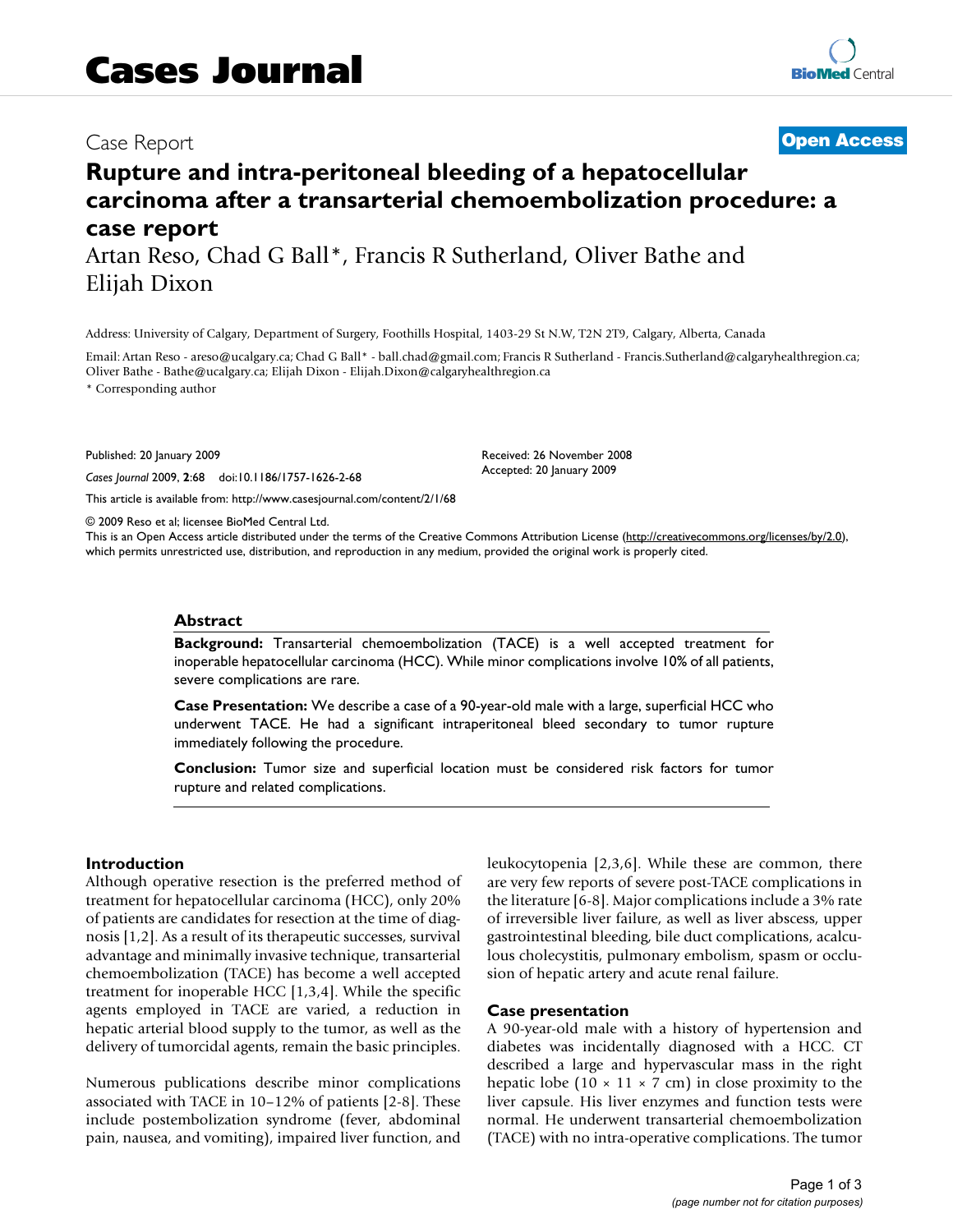# Cases Journal

Case Report

**Open Access**

# Rupture and intra-peritoneal bleeding of a hepatocellular carcinoma after a transarterial chemoembolization procedure: a case report

Artan Reso, Chad G Ball*, Francis R Sutherland, Oliver Bathe and Elijah Dixon

Address: University of Calgary, Department of Surgery, Foothills Hospital, 1403-29 St N.W, T2N 2T9, Calgary, Alberta, Canada

Email: Artan Reso - areso@ucalgary.ca; Chad G Ball* - ball.chad@gmail.com; Francis R Sutherland - Francis.Sutherland@calgaryhealthregion.ca; Oliver Bathe - Bathe@ucalgary.ca; Elijah Dixon - Elijah.Dixon@calgaryhealthregion.ca

* Corresponding author

Published: 20 January 2009

*Cases Journal* 2009, **2**:68 doi:10.1186/1757-1626-2-68

Received: 26 November 2008
Accepted: 20 January 2009

This article is available from: http://www.casesjournal.com/content/2/1/68

© 2009 Reso et al; licensee BioMed Central Ltd.
This is an Open Access article distributed under the terms of the Creative Commons Attribution License (http://creativecommons.org/licenses/by/2.0), which permits unrestricted use, distribution, and reproduction in any medium, provided the original work is properly cited.

## Abstract

**Background:** Transarterial chemoembolization (TACE) is a well accepted treatment for inoperable hepatocellular carcinoma (HCC). While minor complications involve 10% of all patients, severe complications are rare.

**Case Presentation:** We describe a case of a 90-year-old male with a large, superficial HCC who underwent TACE. He had a significant intraperitoneal bleed secondary to tumor rupture immediately following the procedure.

**Conclusion:** Tumor size and superficial location must be considered risk factors for tumor rupture and related complications.

## Introduction

Although operative resection is the preferred method of treatment for hepatocellular carcinoma (HCC), only 20% of patients are candidates for resection at the time of diagnosis [1,2]. As a result of its therapeutic successes, survival advantage and minimally invasive technique, transarterial chemoembolization (TACE) has become a well accepted treatment for inoperable HCC [1,3,4]. While the specific agents employed in TACE are varied, a reduction in hepatic arterial blood supply to the tumor, as well as the delivery of tumorcidal agents, remain the basic principles.

Numerous publications describe minor complications associated with TACE in 10–12% of patients [2-8]. These include postembolization syndrome (fever, abdominal pain, nausea, and vomiting), impaired liver function, and leukocytopenia [2,3,6]. While these are common, there are very few reports of severe post-TACE complications in the literature [6-8]. Major complications include a 3% rate of irreversible liver failure, as well as liver abscess, upper gastrointestinal bleeding, bile duct complications, acalculous cholecystitis, pulmonary embolism, spasm or occlusion of hepatic artery and acute renal failure.

## Case presentation

A 90-year-old male with a history of hypertension and diabetes was incidentally diagnosed with a HCC. CT described a large and hypervascular mass in the right hepatic lobe (10 × 11 × 7 cm) in close proximity to the liver capsule. His liver enzymes and function tests were normal. He underwent transarterial chemoembolization (TACE) with no intra-operative complications. The tumor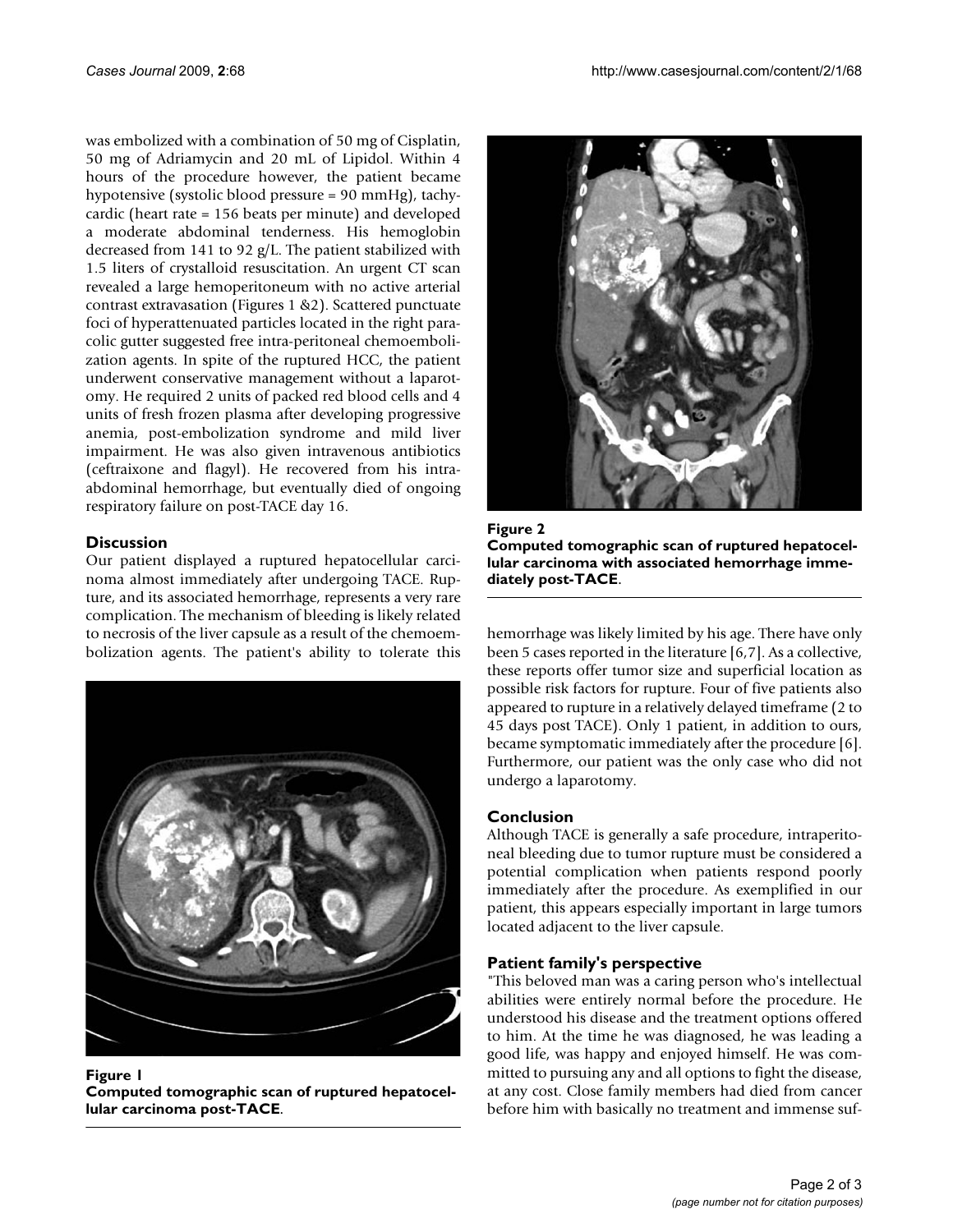was embolized with a combination of 50 mg of Cisplatin, 50 mg of Adriamycin and 20 mL of Lipidol. Within 4 hours of the procedure however, the patient became hypotensive (systolic blood pressure = 90 mmHg), tachycardic (heart rate = 156 beats per minute) and developed a moderate abdominal tenderness. His hemoglobin decreased from 141 to 92 g/L. The patient stabilized with 1.5 liters of crystalloid resuscitation. An urgent CT scan revealed a large hemoperitoneum with no active arterial contrast extravasation (Figures 1 &2). Scattered punctuate foci of hyperattenuated particles located in the right paracolic gutter suggested free intra-peritoneal chemoembolization agents. In spite of the ruptured HCC, the patient underwent conservative management without a laparotomy. He required 2 units of packed red blood cells and 4 units of fresh frozen plasma after developing progressive anemia, post-embolization syndrome and mild liver impairment. He was also given intravenous antibiotics (ceftraixone and flagyl). He recovered from his intra-abdominal hemorrhage, but eventually died of ongoing respiratory failure on post-TACE day 16.

## Discussion

Our patient displayed a ruptured hepatocellular carcinoma almost immediately after undergoing TACE. Rupture, and its associated hemorrhage, represents a very rare complication. The mechanism of bleeding is likely related to necrosis of the liver capsule as a result of the chemoembolization agents. The patient's ability to tolerate this hemorrhage was likely limited by his age. There have only been 5 cases reported in the literature [6,7]. As a collective, these reports offer tumor size and superficial location as possible risk factors for rupture. Four of five patients also appeared to rupture in a relatively delayed timeframe (2 to 45 days post TACE). Only 1 patient, in addition to ours, became symptomatic immediately after the procedure [6]. Furthermore, our patient was the only case who did not undergo a laparotomy.

**Figure 1**
**Computed tomographic scan of ruptured hepatocellular carcinoma post-TACE.**

**Figure 2**
**Computed tomographic scan of ruptured hepatocellular carcinoma with associated hemorrhage immediately post-TACE.**

## Conclusion

Although TACE is generally a safe procedure, intraperitoneal bleeding due to tumor rupture must be considered a potential complication when patients respond poorly immediately after the procedure. As exemplified in our patient, this appears especially important in large tumors located adjacent to the liver capsule.

## Patient family's perspective

"This beloved man was a caring person who's intellectual abilities were entirely normal before the procedure. He understood his disease and the treatment options offered to him. At the time he was diagnosed, he was leading a good life, was happy and enjoyed himself. He was committed to pursuing any and all options to fight the disease, at any cost. Close family members had died from cancer before him with basically no treatment and immense suf-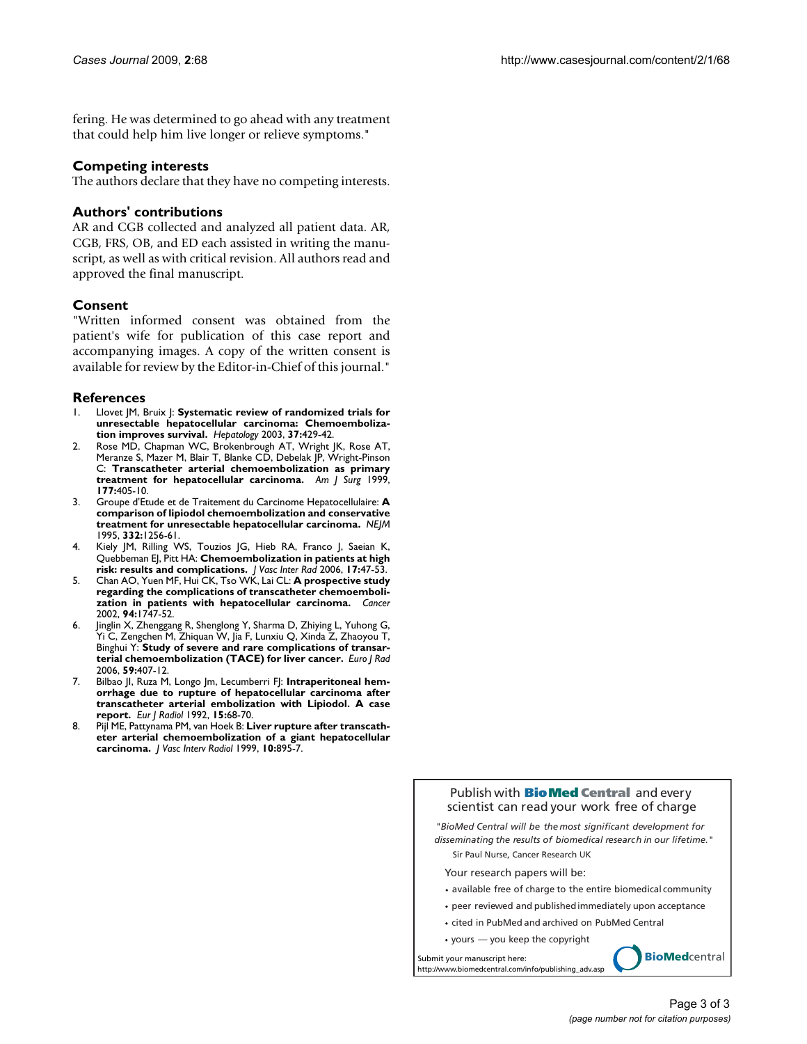fering. He was determined to go ahead with any treatment that could help him live longer or relieve symptoms."

## Competing interests

The authors declare that they have no competing interests.

## Authors' contributions

AR and CGB collected and analyzed all patient data. AR, CGB, FRS, OB, and ED each assisted in writing the manuscript, as well as with critical revision. All authors read and approved the final manuscript.

## Consent

"Written informed consent was obtained from the patient's wife for publication of this case report and accompanying images. A copy of the written consent is available for review by the Editor-in-Chief of this journal."

## References

1. Llovet JM, Bruix J: **Systematic review of randomized trials for unresectable hepatocellular carcinoma: Chemoembolization improves survival.** *Hepatology* 2003, **37:**429-42.
2. Rose MD, Chapman WC, Brokenbrough AT, Wright JK, Rose AT, Meranze S, Mazer M, Blair T, Blanke CD, Debelak JP, Wright-Pinson C: **Transcatheter arterial chemoembolization as primary treatment for hepatocellular carcinoma.** *Am J Surg* 1999, **177:**405-10.
3. Groupe d'Etude et de Traitement du Carcinome Hepatocellulaire: **A comparison of lipiodol chemoembolization and conservative treatment for unresectable hepatocellular carcinoma.** *NEJM* 1995, **332:**1256-61.
4. Kiely JM, Rilling WS, Touzios JG, Hieb RA, Franco J, Saeian K, Quebbeman EJ, Pitt HA: **Chemoembolization in patients at high risk: results and complications.** *J Vasc Inter Rad* 2006, **17:**47-53.
5. Chan AO, Yuen MF, Hui CK, Tso WK, Lai CL: **A prospective study regarding the complications of transcatheter chemoembolization in patients with hepatocellular carcinoma.** *Cancer* 2002, **94:**1747-52.
6. Jinglin X, Zhenggang R, Shenglong Y, Sharma D, Zhiying L, Yuhong G, Yi C, Zengchen M, Zhiquan W, Jia F, Lunxiu Q, Xinda Z, Zhaoyou T, Binghui Y: **Study of severe and rare complications of transarterial chemoembolization (TACE) for liver cancer.** *Euro J Rad* 2006, **59:**407-12.
7. Bilbao JI, Ruza M, Longo Jm, Lecumberri FJ: **Intraperitoneal hemorrhage due to rupture of hepatocellular carcinoma after transcatheter arterial embolization with Lipiodol. A case report.** *Eur J Radiol* 1992, **15:**68-70.
8. Pijl ME, Pattynama PM, van Hoek B: **Liver rupture after transcatheter arterial chemoembolization of a giant hepatocellular carcinoma.** *J Vasc Interv Radiol* 1999, **10:**895-7.

Publish with **BioMed Central** and every scientist can read your work free of charge

*"BioMed Central will be the most significant development for disseminating the results of biomedical research in our lifetime."*

Sir Paul Nurse, Cancer Research UK

Your research papers will be:

- available free of charge to the entire biomedical community
- peer reviewed and published immediately upon acceptance
- cited in PubMed and archived on PubMed Central
- yours — you keep the copyright

Submit your manuscript here:
http://www.biomedcentral.com/info/publishing_adv.asp

**BioMed**central